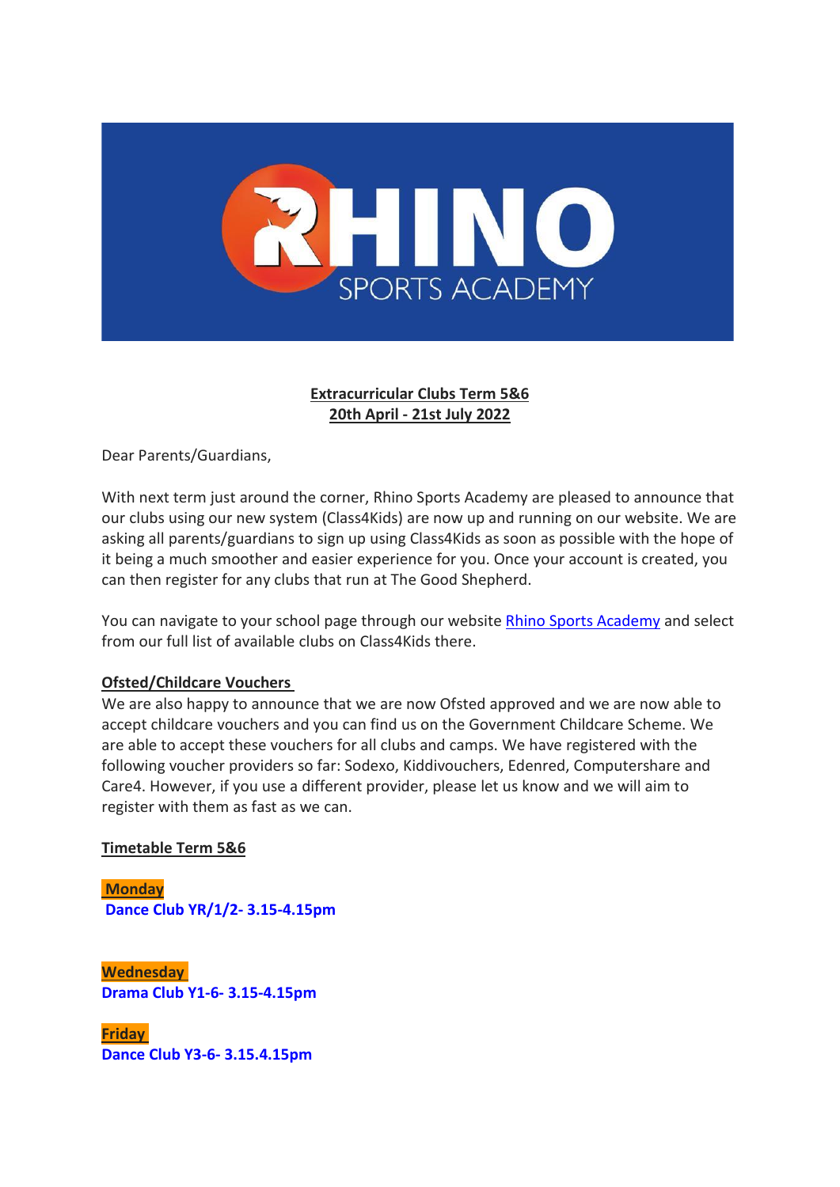**Extracurricular Clubs Term 5&6**
**20th April - 21st July 2022**

Dear Parents/Guardians,

With next term just around the corner, Rhino Sports Academy are pleased to announce that our clubs using our new system (Class4Kids) are now up and running on our website. We are asking all parents/guardians to sign up using Class4Kids as soon as possible with the hope of it being a much smoother and easier experience for you. Once your account is created, you can then register for any clubs that run at The Good Shepherd.

You can navigate to your school page through our website Rhino Sports Academy and select from our full list of available clubs on Class4Kids there.

**Ofsted/Childcare Vouchers**

We are also happy to announce that we are now Ofsted approved and we are now able to accept childcare vouchers and you can find us on the Government Childcare Scheme. We are able to accept these vouchers for all clubs and camps. We have registered with the following voucher providers so far: Sodexo, Kiddivouchers, Edenred, Computershare and Care4. However, if you use a different provider, please let us know and we will aim to register with them as fast as we can.

**Timetable Term 5&6**

**Monday**
**Dance Club YR/1/2- 3.15-4.15pm**

**Wednesday**
**Drama Club Y1-6- 3.15-4.15pm**

**Friday**
**Dance Club Y3-6- 3.15.4.15pm**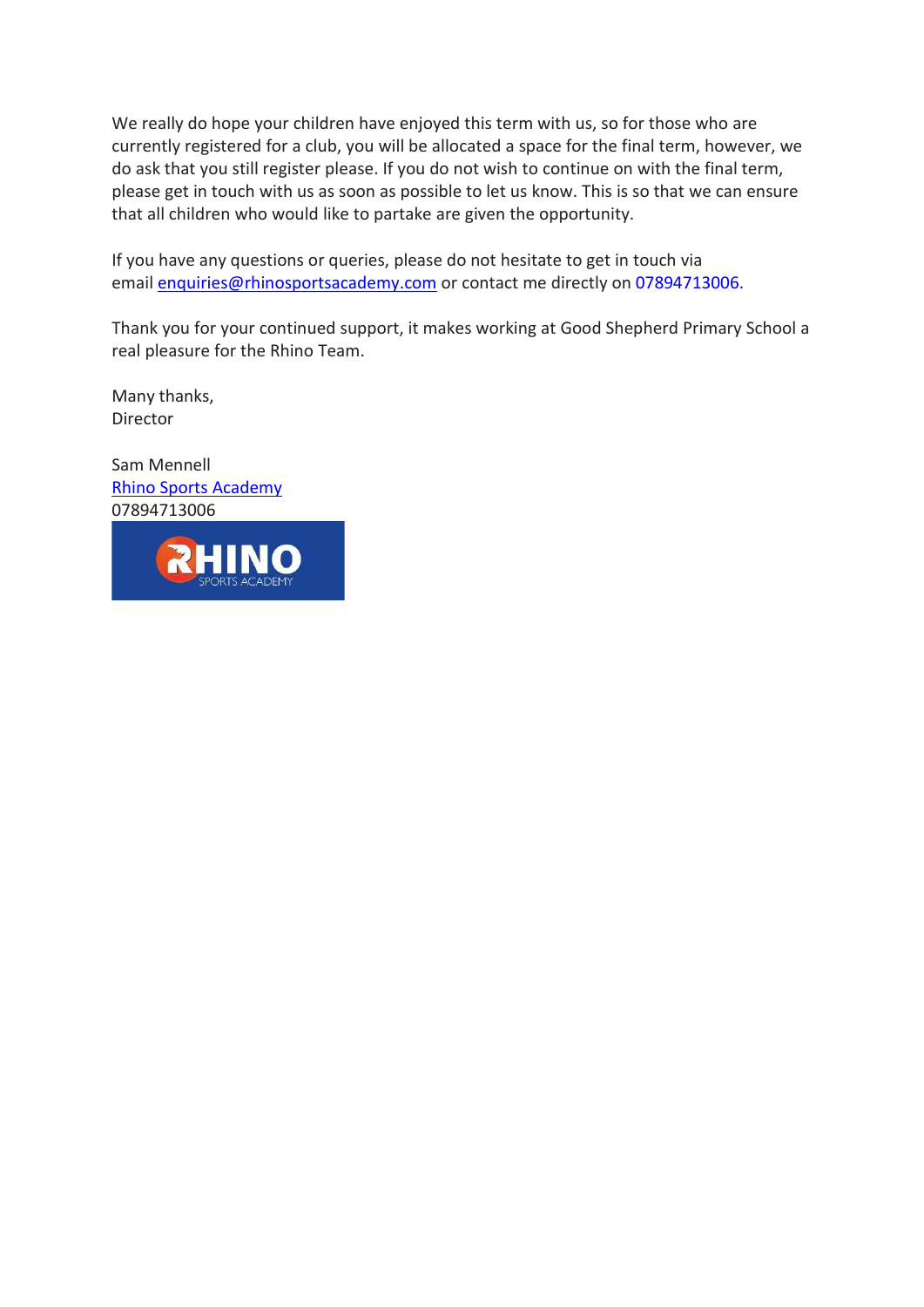We really do hope your children have enjoyed this term with us, so for those who are currently registered for a club, you will be allocated a space for the final term, however, we do ask that you still register please. If you do not wish to continue on with the final term, please get in touch with us as soon as possible to let us know. This is so that we can ensure that all children who would like to partake are given the opportunity.

If you have any questions or queries, please do not hesitate to get in touch via email enquiries@rhinosportsacademy.com or contact me directly on 07894713006.

Thank you for your continued support, it makes working at Good Shepherd Primary School a real pleasure for the Rhino Team.

Many thanks,
Director

Sam Mennell
Rhino Sports Academy
07894713006